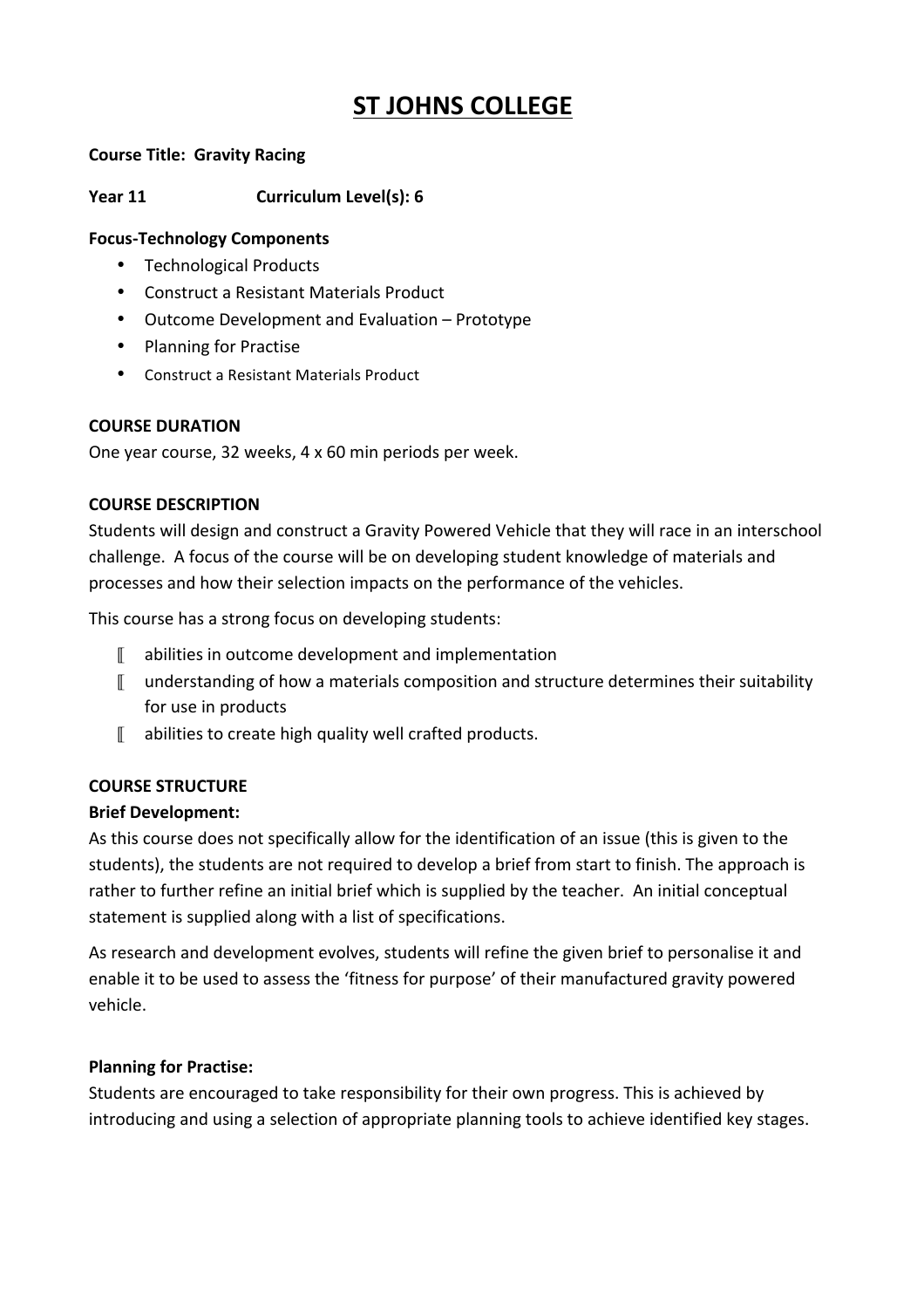# ST JOHNS COLLEGE

**Course Title: Gravity Racing**

**Year 11 Curriculum Level(s): 6**

**Focus-Technology Components**

- Technological Products
- Construct a Resistant Materials Product
- Outcome Development and Evaluation – Prototype
- Planning for Practise
- Construct a Resistant Materials Product

**COURSE DURATION**

One year course, 32 weeks, 4 x 60 min periods per week.

**COURSE DESCRIPTION**

Students will design and construct a Gravity Powered Vehicle that they will race in an interschool challenge. A focus of the course will be on developing student knowledge of materials and processes and how their selection impacts on the performance of the vehicles.

This course has a strong focus on developing students:

- abilities in outcome development and implementation
- understanding of how a materials composition and structure determines their suitability for use in products
- abilities to create high quality well crafted products.

**COURSE STRUCTURE**

**Brief Development:**

As this course does not specifically allow for the identification of an issue (this is given to the students), the students are not required to develop a brief from start to finish. The approach is rather to further refine an initial brief which is supplied by the teacher. An initial conceptual statement is supplied along with a list of specifications.

As research and development evolves, students will refine the given brief to personalise it and enable it to be used to assess the 'fitness for purpose' of their manufactured gravity powered vehicle.

**Planning for Practise:**

Students are encouraged to take responsibility for their own progress. This is achieved by introducing and using a selection of appropriate planning tools to achieve identified key stages.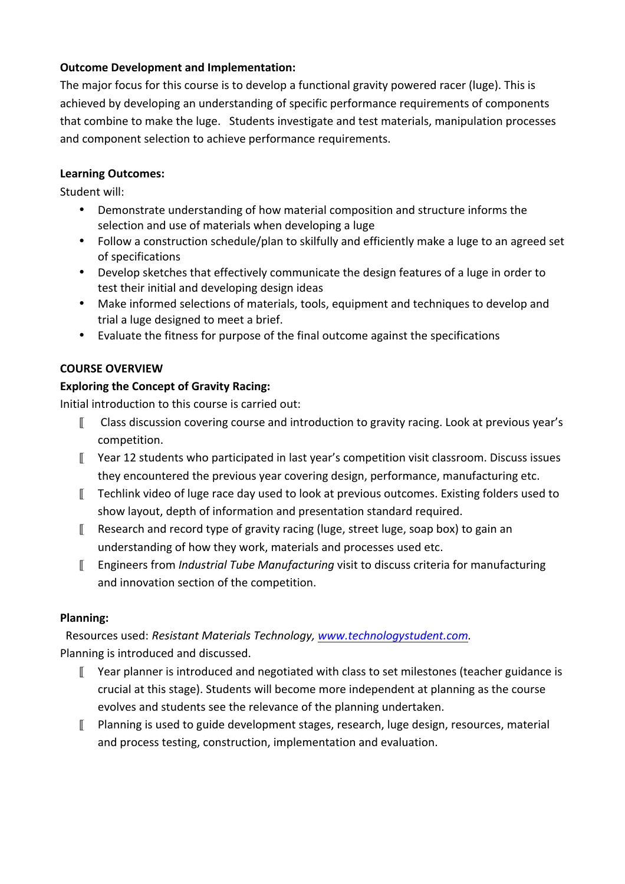**Outcome Development and Implementation:**

The major focus for this course is to develop a functional gravity powered racer (luge). This is achieved by developing an understanding of specific performance requirements of components that combine to make the luge. Students investigate and test materials, manipulation processes and component selection to achieve performance requirements.

**Learning Outcomes:**

Student will:

- Demonstrate understanding of how material composition and structure informs the selection and use of materials when developing a luge
- Follow a construction schedule/plan to skilfully and efficiently make a luge to an agreed set of specifications
- Develop sketches that effectively communicate the design features of a luge in order to test their initial and developing design ideas
- Make informed selections of materials, tools, equipment and techniques to develop and trial a luge designed to meet a brief.
- Evaluate the fitness for purpose of the final outcome against the specifications

**COURSE OVERVIEW**

**Exploring the Concept of Gravity Racing:**

Initial introduction to this course is carried out:

- Class discussion covering course and introduction to gravity racing. Look at previous year's competition.
- Year 12 students who participated in last year's competition visit classroom. Discuss issues they encountered the previous year covering design, performance, manufacturing etc.
- Techlink video of luge race day used to look at previous outcomes. Existing folders used to show layout, depth of information and presentation standard required.
- Research and record type of gravity racing (luge, street luge, soap box) to gain an understanding of how they work, materials and processes used etc.
- Engineers from *Industrial Tube Manufacturing* visit to discuss criteria for manufacturing and innovation section of the competition.

**Planning:**

Resources used: *Resistant Materials Technology,* www.technologystudent.com.

Planning is introduced and discussed.

- Year planner is introduced and negotiated with class to set milestones (teacher guidance is crucial at this stage). Students will become more independent at planning as the course evolves and students see the relevance of the planning undertaken.
- Planning is used to guide development stages, research, luge design, resources, material and process testing, construction, implementation and evaluation.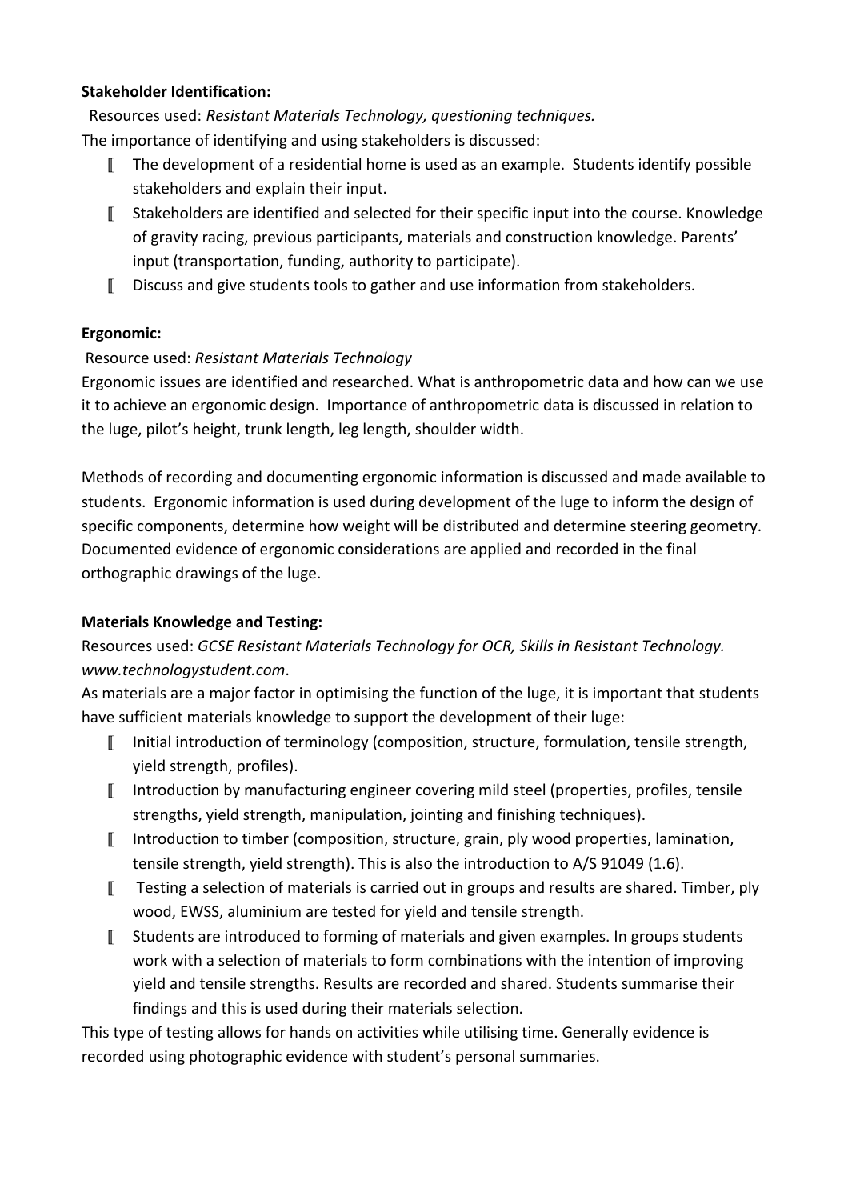**Stakeholder Identification:**

Resources used: *Resistant Materials Technology, questioning techniques.*

The importance of identifying and using stakeholders is discussed:

- The development of a residential home is used as an example. Students identify possible stakeholders and explain their input.
- Stakeholders are identified and selected for their specific input into the course. Knowledge of gravity racing, previous participants, materials and construction knowledge. Parents' input (transportation, funding, authority to participate).
- Discuss and give students tools to gather and use information from stakeholders.

**Ergonomic:**

Resource used: *Resistant Materials Technology*

Ergonomic issues are identified and researched. What is anthropometric data and how can we use it to achieve an ergonomic design. Importance of anthropometric data is discussed in relation to the luge, pilot's height, trunk length, leg length, shoulder width.

Methods of recording and documenting ergonomic information is discussed and made available to students. Ergonomic information is used during development of the luge to inform the design of specific components, determine how weight will be distributed and determine steering geometry. Documented evidence of ergonomic considerations are applied and recorded in the final orthographic drawings of the luge.

**Materials Knowledge and Testing:**

Resources used: *GCSE Resistant Materials Technology for OCR, Skills in Resistant Technology. www.technologystudent.com*.

As materials are a major factor in optimising the function of the luge, it is important that students have sufficient materials knowledge to support the development of their luge:

- Initial introduction of terminology (composition, structure, formulation, tensile strength, yield strength, profiles).
- Introduction by manufacturing engineer covering mild steel (properties, profiles, tensile strengths, yield strength, manipulation, jointing and finishing techniques).
- Introduction to timber (composition, structure, grain, ply wood properties, lamination, tensile strength, yield strength). This is also the introduction to A/S 91049 (1.6).
- Testing a selection of materials is carried out in groups and results are shared. Timber, ply wood, EWSS, aluminium are tested for yield and tensile strength.
- Students are introduced to forming of materials and given examples. In groups students work with a selection of materials to form combinations with the intention of improving yield and tensile strengths. Results are recorded and shared. Students summarise their findings and this is used during their materials selection.

This type of testing allows for hands on activities while utilising time. Generally evidence is recorded using photographic evidence with student's personal summaries.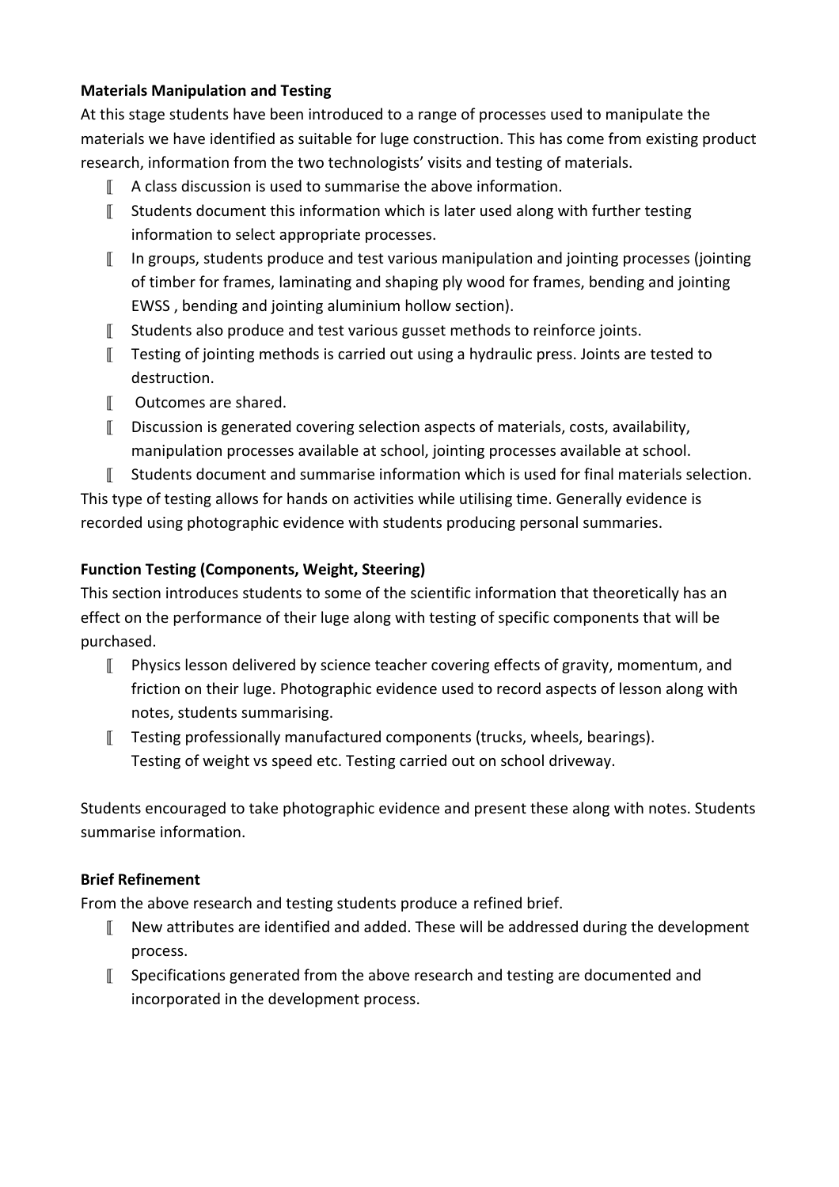**Materials Manipulation and Testing**

At this stage students have been introduced to a range of processes used to manipulate the materials we have identified as suitable for luge construction. This has come from existing product research, information from the two technologists' visits and testing of materials.

- A class discussion is used to summarise the above information.
- Students document this information which is later used along with further testing information to select appropriate processes.
- In groups, students produce and test various manipulation and jointing processes (jointing of timber for frames, laminating and shaping ply wood for frames, bending and jointing EWSS , bending and jointing aluminium hollow section).
- Students also produce and test various gusset methods to reinforce joints.
- Testing of jointing methods is carried out using a hydraulic press. Joints are tested to destruction.
- Outcomes are shared.
- Discussion is generated covering selection aspects of materials, costs, availability, manipulation processes available at school, jointing processes available at school.
- Students document and summarise information which is used for final materials selection.

This type of testing allows for hands on activities while utilising time. Generally evidence is recorded using photographic evidence with students producing personal summaries.

**Function Testing (Components, Weight, Steering)**

This section introduces students to some of the scientific information that theoretically has an effect on the performance of their luge along with testing of specific components that will be purchased.

- Physics lesson delivered by science teacher covering effects of gravity, momentum, and friction on their luge. Photographic evidence used to record aspects of lesson along with notes, students summarising.
- Testing professionally manufactured components (trucks, wheels, bearings). Testing of weight vs speed etc. Testing carried out on school driveway.

Students encouraged to take photographic evidence and present these along with notes. Students summarise information.

**Brief Refinement**

From the above research and testing students produce a refined brief.

- New attributes are identified and added. These will be addressed during the development process.
- Specifications generated from the above research and testing are documented and incorporated in the development process.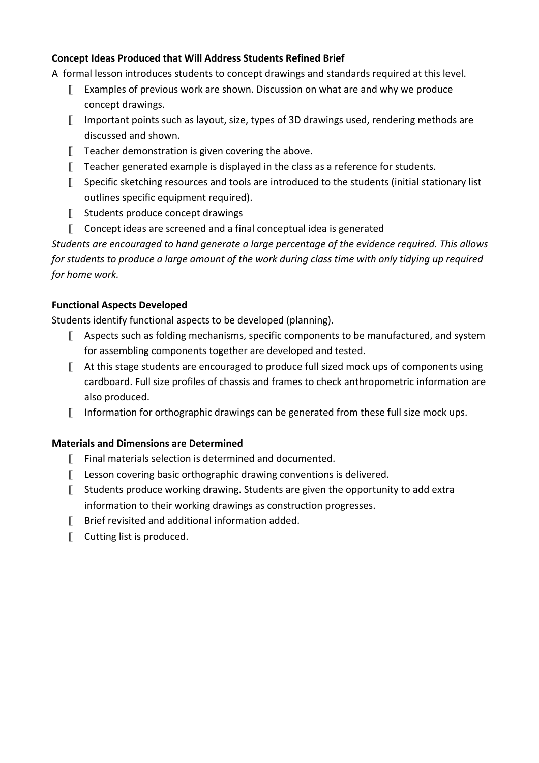**Concept Ideas Produced that Will Address Students Refined Brief**

A formal lesson introduces students to concept drawings and standards required at this level.

- Examples of previous work are shown. Discussion on what are and why we produce concept drawings.
- Important points such as layout, size, types of 3D drawings used, rendering methods are discussed and shown.
- Teacher demonstration is given covering the above.
- Teacher generated example is displayed in the class as a reference for students.
- Specific sketching resources and tools are introduced to the students (initial stationary list outlines specific equipment required).
- Students produce concept drawings
- Concept ideas are screened and a final conceptual idea is generated

*Students are encouraged to hand generate a large percentage of the evidence required. This allows for students to produce a large amount of the work during class time with only tidying up required for home work.*

**Functional Aspects Developed**

Students identify functional aspects to be developed (planning).

- Aspects such as folding mechanisms, specific components to be manufactured, and system for assembling components together are developed and tested.
- At this stage students are encouraged to produce full sized mock ups of components using cardboard. Full size profiles of chassis and frames to check anthropometric information are also produced.
- Information for orthographic drawings can be generated from these full size mock ups.

**Materials and Dimensions are Determined**

- Final materials selection is determined and documented.
- Lesson covering basic orthographic drawing conventions is delivered.
- Students produce working drawing. Students are given the opportunity to add extra information to their working drawings as construction progresses.
- Brief revisited and additional information added.
- Cutting list is produced.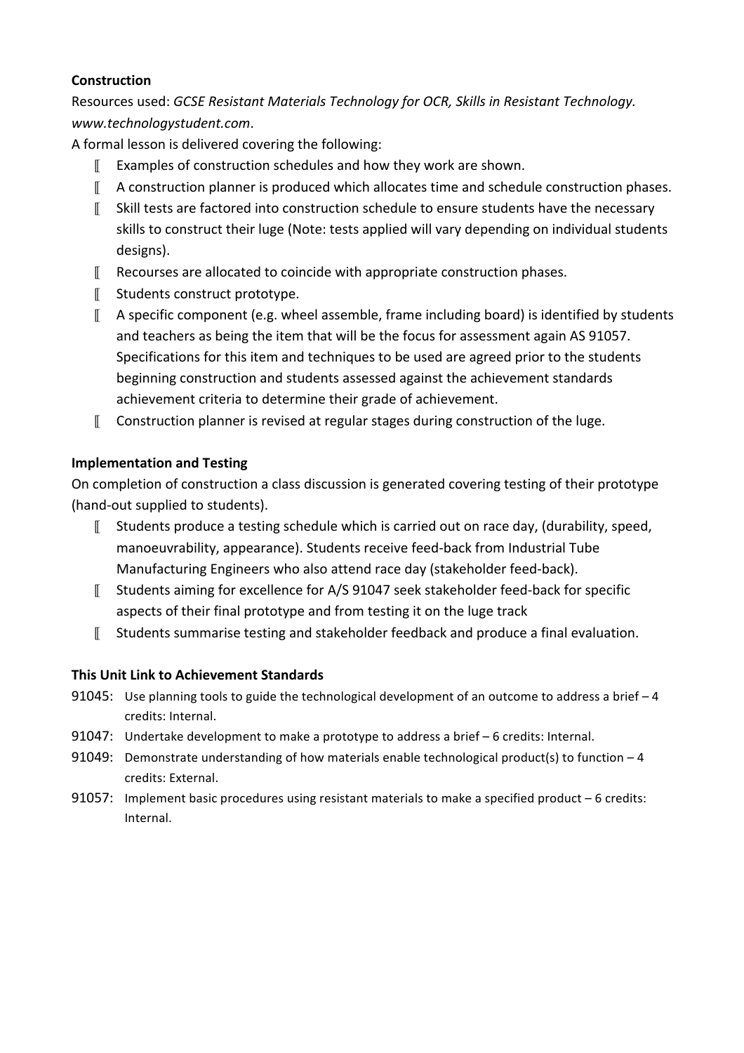**Construction**

Resources used: *GCSE Resistant Materials Technology for OCR, Skills in Resistant Technology. www.technologystudent.com*.

A formal lesson is delivered covering the following:

- Examples of construction schedules and how they work are shown.
- A construction planner is produced which allocates time and schedule construction phases.
- Skill tests are factored into construction schedule to ensure students have the necessary skills to construct their luge (Note: tests applied will vary depending on individual students designs).
- Recourses are allocated to coincide with appropriate construction phases.
- Students construct prototype.
- A specific component (e.g. wheel assemble, frame including board) is identified by students and teachers as being the item that will be the focus for assessment again AS 91057. Specifications for this item and techniques to be used are agreed prior to the students beginning construction and students assessed against the achievement standards achievement criteria to determine their grade of achievement.
- Construction planner is revised at regular stages during construction of the luge.

**Implementation and Testing**

On completion of construction a class discussion is generated covering testing of their prototype (hand-out supplied to students).

- Students produce a testing schedule which is carried out on race day, (durability, speed, manoeuvrability, appearance). Students receive feed-back from Industrial Tube Manufacturing Engineers who also attend race day (stakeholder feed-back).
- Students aiming for excellence for A/S 91047 seek stakeholder feed-back for specific aspects of their final prototype and from testing it on the luge track
- Students summarise testing and stakeholder feedback and produce a final evaluation.

**This Unit Link to Achievement Standards**

91045: Use planning tools to guide the technological development of an outcome to address a brief – 4 credits: Internal.

91047: Undertake development to make a prototype to address a brief – 6 credits: Internal.

91049: Demonstrate understanding of how materials enable technological product(s) to function – 4 credits: External.

91057: Implement basic procedures using resistant materials to make a specified product – 6 credits: Internal.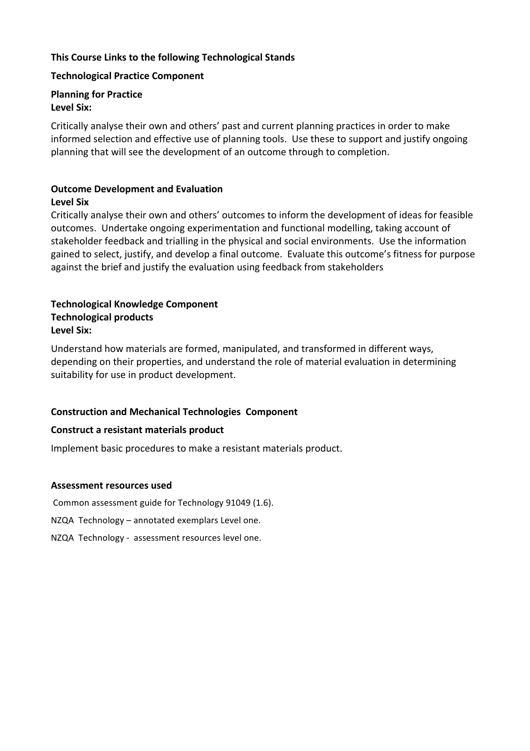**This Course Links to the following Technological Stands**

**Technological Practice Component**

**Planning for Practice**
**Level Six:**

Critically analyse their own and others' past and current planning practices in order to make informed selection and effective use of planning tools. Use these to support and justify ongoing planning that will see the development of an outcome through to completion.

**Outcome Development and Evaluation**
**Level Six**

Critically analyse their own and others' outcomes to inform the development of ideas for feasible outcomes. Undertake ongoing experimentation and functional modelling, taking account of stakeholder feedback and trialling in the physical and social environments. Use the information gained to select, justify, and develop a final outcome. Evaluate this outcome's fitness for purpose against the brief and justify the evaluation using feedback from stakeholders

**Technological Knowledge Component**
**Technological products**
**Level Six:**

Understand how materials are formed, manipulated, and transformed in different ways, depending on their properties, and understand the role of material evaluation in determining suitability for use in product development.

**Construction and Mechanical Technologies Component**

**Construct a resistant materials product**

Implement basic procedures to make a resistant materials product.

**Assessment resources used**

Common assessment guide for Technology 91049 (1.6).

NZQA Technology – annotated exemplars Level one.

NZQA Technology - assessment resources level one.